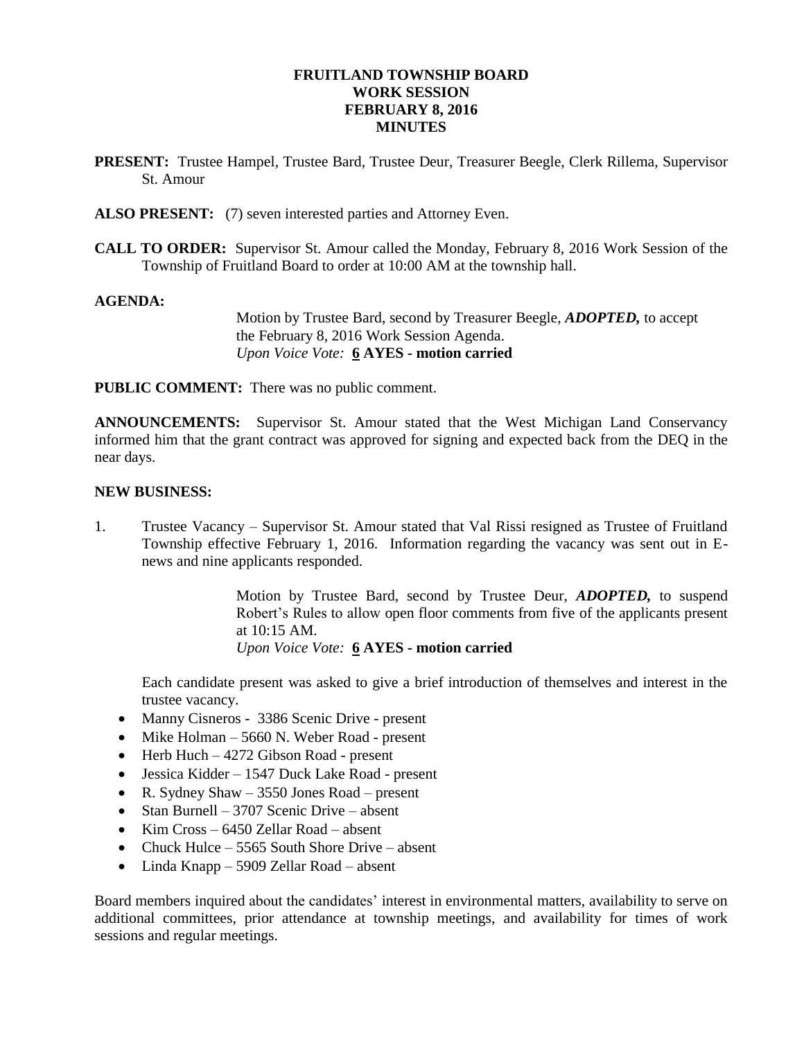# FRUITLAND TOWNSHIP BOARD
## WORK SESSION
## FEBRUARY 8, 2016
## MINUTES

**PRESENT:** Trustee Hampel, Trustee Bard, Trustee Deur, Treasurer Beegle, Clerk Rillema, Supervisor St. Amour

**ALSO PRESENT:** (7) seven interested parties and Attorney Even.

**CALL TO ORDER:** Supervisor St. Amour called the Monday, February 8, 2016 Work Session of the Township of Fruitland Board to order at 10:00 AM at the township hall.

**AGENDA:**

> Motion by Trustee Bard, second by Treasurer Beegle, ***ADOPTED,*** to accept the February 8, 2016 Work Session Agenda.
> *Upon Voice Vote:* **6 AYES - motion carried**

**PUBLIC COMMENT:** There was no public comment.

**ANNOUNCEMENTS:** Supervisor St. Amour stated that the West Michigan Land Conservancy informed him that the grant contract was approved for signing and expected back from the DEQ in the near days.

**NEW BUSINESS:**

1. Trustee Vacancy – Supervisor St. Amour stated that Val Rissi resigned as Trustee of Fruitland Township effective February 1, 2016. Information regarding the vacancy was sent out in E-news and nine applicants responded.

> Motion by Trustee Bard, second by Trustee Deur, ***ADOPTED,*** to suspend Robert's Rules to allow open floor comments from five of the applicants present at 10:15 AM.
> *Upon Voice Vote:* **6 AYES - motion carried**

Each candidate present was asked to give a brief introduction of themselves and interest in the trustee vacancy.

- Manny Cisneros - 3386 Scenic Drive - present
- Mike Holman – 5660 N. Weber Road - present
- Herb Huch – 4272 Gibson Road - present
- Jessica Kidder – 1547 Duck Lake Road - present
- R. Sydney Shaw – 3550 Jones Road – present
- Stan Burnell – 3707 Scenic Drive – absent
- Kim Cross – 6450 Zellar Road – absent
- Chuck Hulce – 5565 South Shore Drive – absent
- Linda Knapp – 5909 Zellar Road – absent

Board members inquired about the candidates' interest in environmental matters, availability to serve on additional committees, prior attendance at township meetings, and availability for times of work sessions and regular meetings.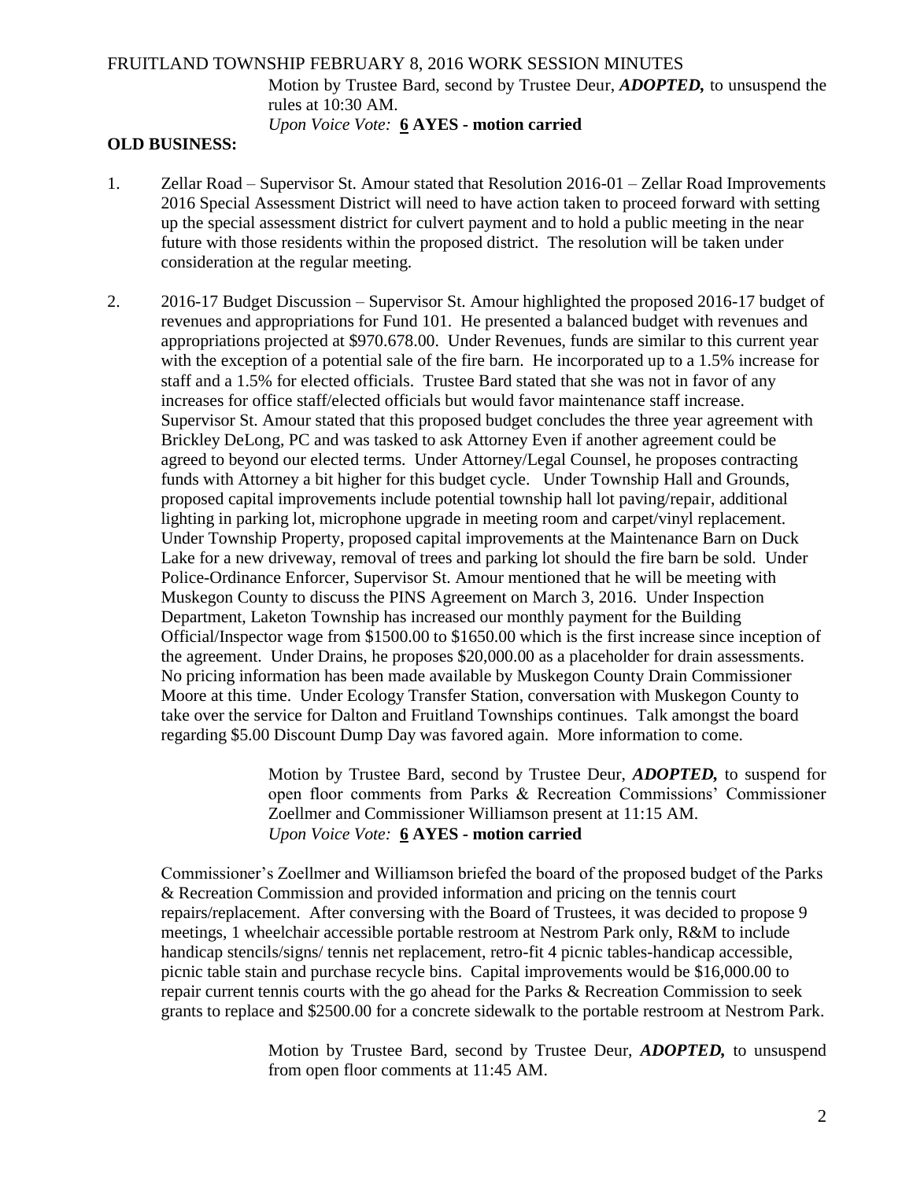Motion by Trustee Bard, second by Trustee Deur, ***ADOPTED,*** to unsuspend the rules at 10:30 AM.
*Upon Voice Vote:* **6 AYES - motion carried**

**OLD BUSINESS:**

1. Zellar Road – Supervisor St. Amour stated that Resolution 2016-01 – Zellar Road Improvements 2016 Special Assessment District will need to have action taken to proceed forward with setting up the special assessment district for culvert payment and to hold a public meeting in the near future with those residents within the proposed district. The resolution will be taken under consideration at the regular meeting.

2. 2016-17 Budget Discussion – Supervisor St. Amour highlighted the proposed 2016-17 budget of revenues and appropriations for Fund 101. He presented a balanced budget with revenues and appropriations projected at $970.678.00. Under Revenues, funds are similar to this current year with the exception of a potential sale of the fire barn. He incorporated up to a 1.5% increase for staff and a 1.5% for elected officials. Trustee Bard stated that she was not in favor of any increases for office staff/elected officials but would favor maintenance staff increase. Supervisor St. Amour stated that this proposed budget concludes the three year agreement with Brickley DeLong, PC and was tasked to ask Attorney Even if another agreement could be agreed to beyond our elected terms. Under Attorney/Legal Counsel, he proposes contracting funds with Attorney a bit higher for this budget cycle. Under Township Hall and Grounds, proposed capital improvements include potential township hall lot paving/repair, additional lighting in parking lot, microphone upgrade in meeting room and carpet/vinyl replacement. Under Township Property, proposed capital improvements at the Maintenance Barn on Duck Lake for a new driveway, removal of trees and parking lot should the fire barn be sold. Under Police-Ordinance Enforcer, Supervisor St. Amour mentioned that he will be meeting with Muskegon County to discuss the PINS Agreement on March 3, 2016. Under Inspection Department, Laketon Township has increased our monthly payment for the Building Official/Inspector wage from $1500.00 to $1650.00 which is the first increase since inception of the agreement. Under Drains, he proposes $20,000.00 as a placeholder for drain assessments. No pricing information has been made available by Muskegon County Drain Commissioner Moore at this time. Under Ecology Transfer Station, conversation with Muskegon County to take over the service for Dalton and Fruitland Townships continues. Talk amongst the board regarding $5.00 Discount Dump Day was favored again. More information to come.

    Motion by Trustee Bard, second by Trustee Deur, ***ADOPTED,*** to suspend for open floor comments from Parks & Recreation Commissions' Commissioner Zoellmer and Commissioner Williamson present at 11:15 AM.
    *Upon Voice Vote:* **6 AYES - motion carried**

    Commissioner's Zoellmer and Williamson briefed the board of the proposed budget of the Parks & Recreation Commission and provided information and pricing on the tennis court repairs/replacement. After conversing with the Board of Trustees, it was decided to propose 9 meetings, 1 wheelchair accessible portable restroom at Nestrom Park only, R&M to include handicap stencils/signs/ tennis net replacement, retro-fit 4 picnic tables-handicap accessible, picnic table stain and purchase recycle bins. Capital improvements would be $16,000.00 to repair current tennis courts with the go ahead for the Parks & Recreation Commission to seek grants to replace and $2500.00 for a concrete sidewalk to the portable restroom at Nestrom Park.

    Motion by Trustee Bard, second by Trustee Deur, ***ADOPTED,*** to unsuspend from open floor comments at 11:45 AM.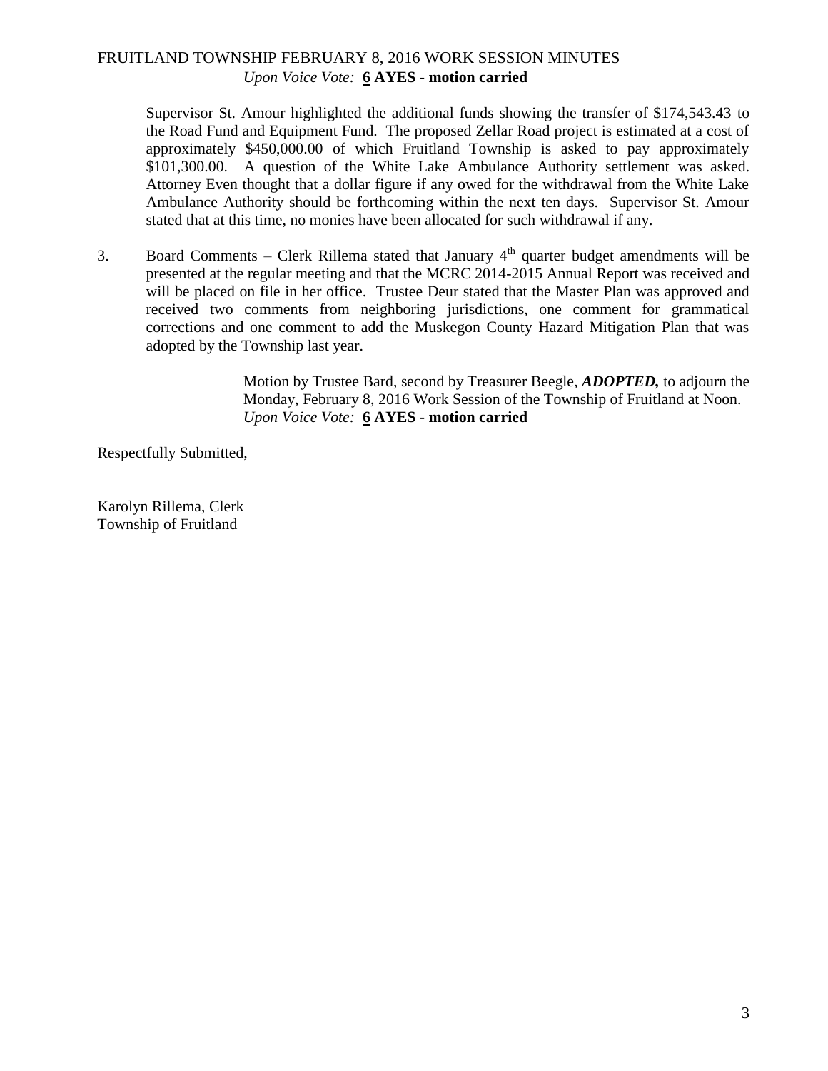*Upon Voice Vote:* **6 AYES - motion carried**

Supervisor St. Amour highlighted the additional funds showing the transfer of $174,543.43 to the Road Fund and Equipment Fund. The proposed Zellar Road project is estimated at a cost of approximately $450,000.00 of which Fruitland Township is asked to pay approximately $101,300.00. A question of the White Lake Ambulance Authority settlement was asked. Attorney Even thought that a dollar figure if any owed for the withdrawal from the White Lake Ambulance Authority should be forthcoming within the next ten days. Supervisor St. Amour stated that at this time, no monies have been allocated for such withdrawal if any.

3. Board Comments – Clerk Rillema stated that January 4th quarter budget amendments will be presented at the regular meeting and that the MCRC 2014-2015 Annual Report was received and will be placed on file in her office. Trustee Deur stated that the Master Plan was approved and received two comments from neighboring jurisdictions, one comment for grammatical corrections and one comment to add the Muskegon County Hazard Mitigation Plan that was adopted by the Township last year.

> Motion by Trustee Bard, second by Treasurer Beegle, ***ADOPTED,*** to adjourn the Monday, February 8, 2016 Work Session of the Township of Fruitland at Noon.
> *Upon Voice Vote:* **6 AYES - motion carried**

Respectfully Submitted,

Karolyn Rillema, Clerk
Township of Fruitland